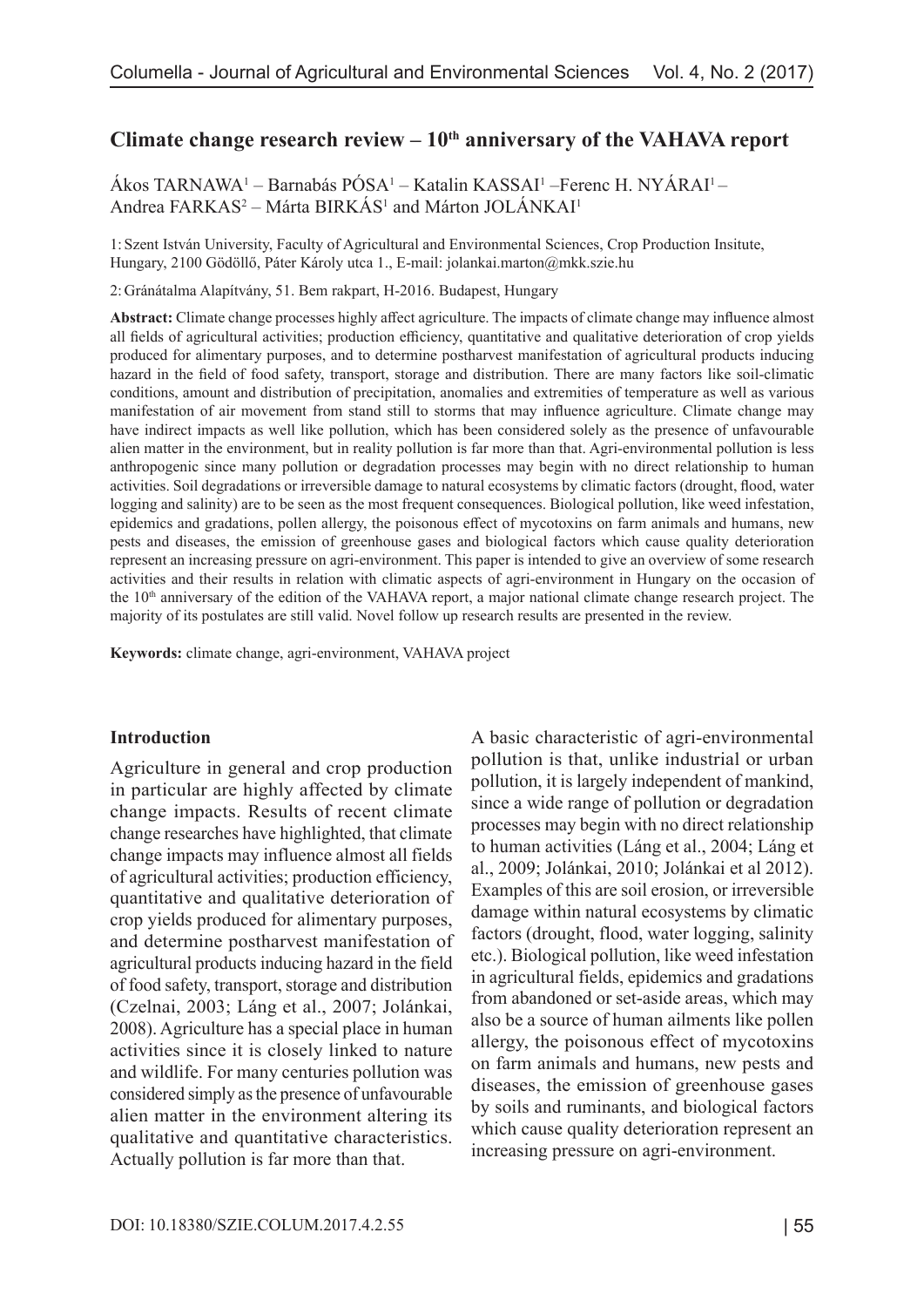# Climate change research review – 10th anniversary of the VAHAVA report

Ákos TARNAWA[1] – Barnabás PÓSA[1] – Katalin KASSAI[1] –Ferenc H. NYÁRAI[1] – Andrea FARKAS[2] – Márta BIRKÁS[1] and Márton JOLÁNKAI[1]

1: Szent István University, Faculty of Agricultural and Environmental Sciences, Crop Production Insitute, Hungary, 2100 Gödöllő, Páter Károly utca 1., E-mail: jolankai.marton@mkk.szie.hu

2: Gránátalma Alapítvány, 51. Bem rakpart, H-2016. Budapest, Hungary

**Abstract:** Climate change processes highly affect agriculture. The impacts of climate change may influence almost all fields of agricultural activities; production efficiency, quantitative and qualitative deterioration of crop yields produced for alimentary purposes, and to determine postharvest manifestation of agricultural products inducing hazard in the field of food safety, transport, storage and distribution. There are many factors like soil-climatic conditions, amount and distribution of precipitation, anomalies and extremities of temperature as well as various manifestation of air movement from stand still to storms that may influence agriculture. Climate change may have indirect impacts as well like pollution, which has been considered solely as the presence of unfavourable alien matter in the environment, but in reality pollution is far more than that. Agri-environmental pollution is less anthropogenic since many pollution or degradation processes may begin with no direct relationship to human activities. Soil degradations or irreversible damage to natural ecosystems by climatic factors (drought, flood, water logging and salinity) are to be seen as the most frequent consequences. Biological pollution, like weed infestation, epidemics and gradations, pollen allergy, the poisonous effect of mycotoxins on farm animals and humans, new pests and diseases, the emission of greenhouse gases and biological factors which cause quality deterioration represent an increasing pressure on agri-environment. This paper is intended to give an overview of some research activities and their results in relation with climatic aspects of agri-environment in Hungary on the occasion of the 10th anniversary of the edition of the VAHAVA report, a major national climate change research project. The majority of its postulates are still valid. Novel follow up research results are presented in the review.

**Keywords:** climate change, agri-environment, VAHAVA project

## Introduction

Agriculture in general and crop production in particular are highly affected by climate change impacts. Results of recent climate change researches have highlighted, that climate change impacts may influence almost all fields of agricultural activities; production efficiency, quantitative and qualitative deterioration of crop yields produced for alimentary purposes, and determine postharvest manifestation of agricultural products inducing hazard in the field of food safety, transport, storage and distribution (Czelnai, 2003; Láng et al., 2007; Jolánkai, 2008). Agriculture has a special place in human activities since it is closely linked to nature and wildlife. For many centuries pollution was considered simply as the presence of unfavourable alien matter in the environment altering its qualitative and quantitative characteristics. Actually pollution is far more than that.

A basic characteristic of agri-environmental pollution is that, unlike industrial or urban pollution, it is largely independent of mankind, since a wide range of pollution or degradation processes may begin with no direct relationship to human activities (Láng et al., 2004; Láng et al., 2009; Jolánkai, 2010; Jolánkai et al 2012). Examples of this are soil erosion, or irreversible damage within natural ecosystems by climatic factors (drought, flood, water logging, salinity etc.). Biological pollution, like weed infestation in agricultural fields, epidemics and gradations from abandoned or set-aside areas, which may also be a source of human ailments like pollen allergy, the poisonous effect of mycotoxins on farm animals and humans, new pests and diseases, the emission of greenhouse gases by soils and ruminants, and biological factors which cause quality deterioration represent an increasing pressure on agri-environment.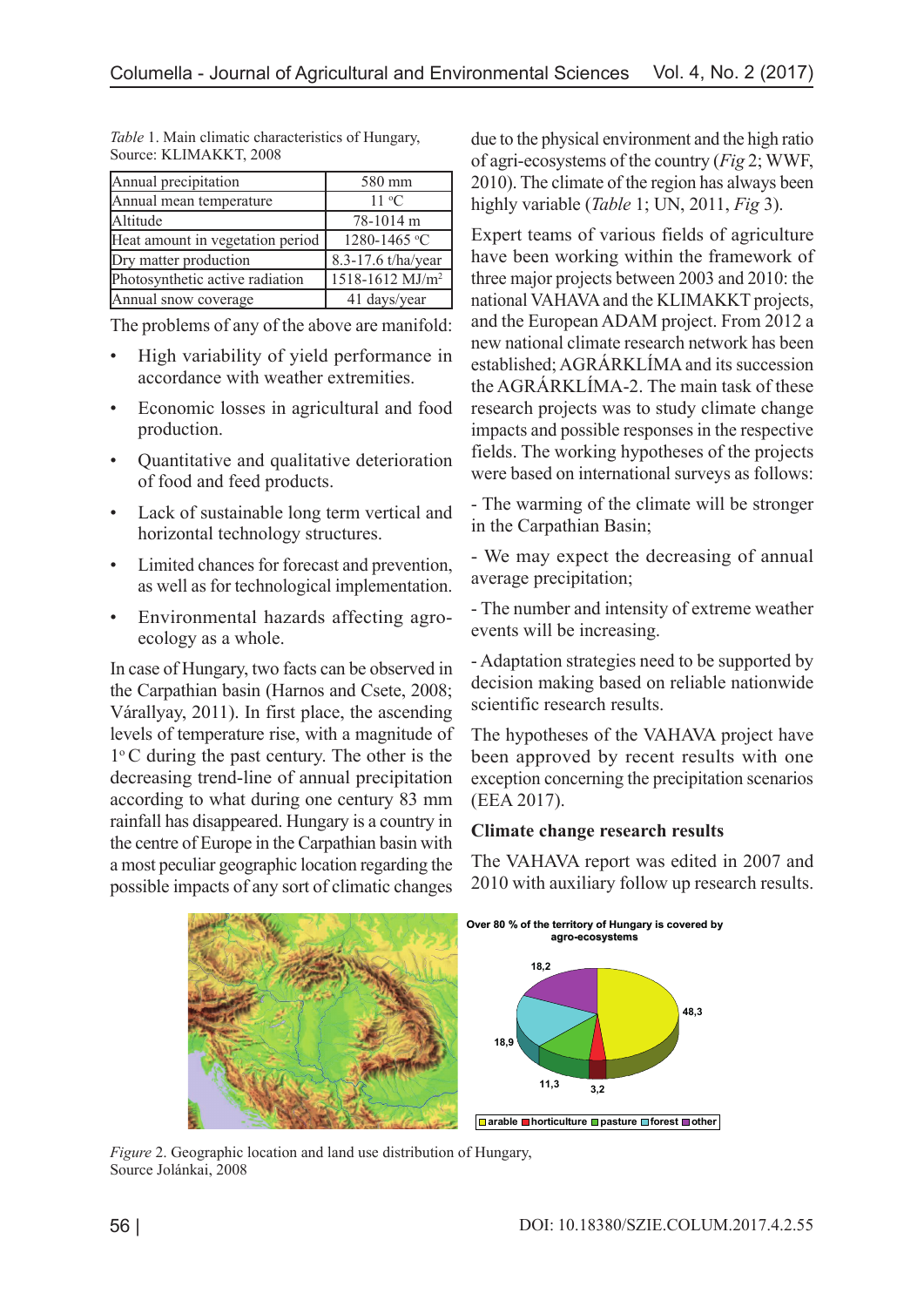*Table* 1. Main climatic characteristics of Hungary, Source: KLIMAKKT, 2008

| Annual precipitation | 580 mm |
|---|---|
| Annual mean temperature | 11 °C |
| Altitude | 78-1014 m |
| Heat amount in vegetation period | 1280-1465 °C |
| Dry matter production | 8.3-17.6 t/ha/year |
| Photosynthetic active radiation | 1518-1612 MJ/m$^2$ |
| Annual snow coverage | 41 days/year |

The problems of any of the above are manifold:

- High variability of yield performance in accordance with weather extremities.
- Economic losses in agricultural and food production.
- Quantitative and qualitative deterioration of food and feed products.
- Lack of sustainable long term vertical and horizontal technology structures.
- Limited chances for forecast and prevention, as well as for technological implementation.
- Environmental hazards affecting agro-ecology as a whole.

In case of Hungary, two facts can be observed in the Carpathian basin (Harnos and Csete, 2008; Várallyay, 2011). In first place, the ascending levels of temperature rise, with a magnitude of 1°C during the past century. The other is the decreasing trend-line of annual precipitation according to what during one century 83 mm rainfall has disappeared. Hungary is a country in the centre of Europe in the Carpathian basin with a most peculiar geographic location regarding the possible impacts of any sort of climatic changes due to the physical environment and the high ratio of agri-ecosystems of the country (*Fig* 2; WWF, 2010). The climate of the region has always been highly variable (*Table* 1; UN, 2011, *Fig* 3).

Expert teams of various fields of agriculture have been working within the framework of three major projects between 2003 and 2010: the national VAHAVA and the KLIMAKKT projects, and the European ADAM project. From 2012 a new national climate research network has been established; AGRÁRKLÍMA and its succession the AGRÁRKLÍMA-2. The main task of these research projects was to study climate change impacts and possible responses in the respective fields. The working hypotheses of the projects were based on international surveys as follows:

- The warming of the climate will be stronger in the Carpathian Basin;

- We may expect the decreasing of annual average precipitation;

- The number and intensity of extreme weather events will be increasing.

- Adaptation strategies need to be supported by decision making based on reliable nationwide scientific research results.

The hypotheses of the VAHAVA project have been approved by recent results with one exception concerning the precipitation scenarios (EEA 2017).

### Climate change research results

The VAHAVA report was edited in 2007 and 2010 with auxiliary follow up research results.

*Figure* 2. Geographic location and land use distribution of Hungary, Source Jolánkai, 2008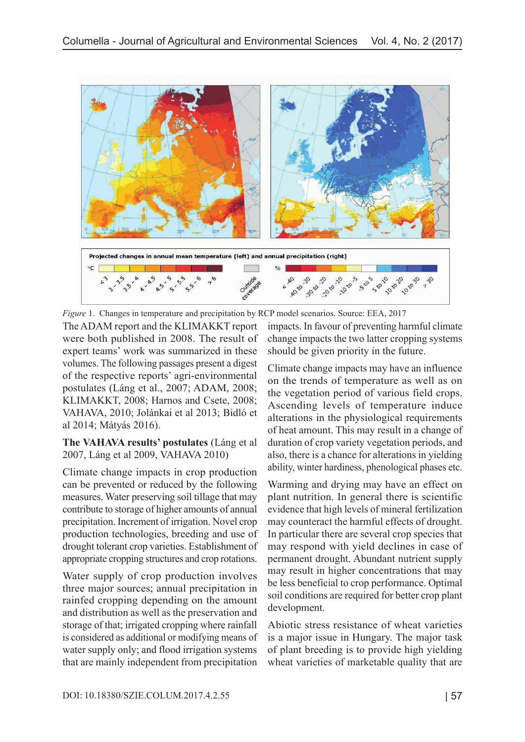*Figure* 1. Changes in temperature and precipitation by RCP model scenarios. Source: EEA, 2017

The ADAM report and the KLIMAKKT report were both published in 2008. The result of expert teams' work was summarized in these volumes. The following passages present a digest of the respective reports' agri-environmental postulates (Láng et al., 2007; ADAM, 2008; KLIMAKKT, 2008; Harnos and Csete, 2008; VAHAVA, 2010; Jolánkai et al 2013; Bidló et al 2014; Mátyás 2016).

**The VAHAVA results' postulates** (Láng et al 2007, Láng et al 2009, VAHAVA 2010)

Climate change impacts in crop production can be prevented or reduced by the following measures. Water preserving soil tillage that may contribute to storage of higher amounts of annual precipitation. Increment of irrigation. Novel crop production technologies, breeding and use of drought tolerant crop varieties. Establishment of appropriate cropping structures and crop rotations.

Water supply of crop production involves three major sources; annual precipitation in rainfed cropping depending on the amount and distribution as well as the preservation and storage of that; irrigated cropping where rainfall is considered as additional or modifying means of water supply only; and flood irrigation systems that are mainly independent from precipitation impacts. In favour of preventing harmful climate change impacts the two latter cropping systems should be given priority in the future.

Climate change impacts may have an influence on the trends of temperature as well as on the vegetation period of various field crops. Ascending levels of temperature induce alterations in the physiological requirements of heat amount. This may result in a change of duration of crop variety vegetation periods, and also, there is a chance for alterations in yielding ability, winter hardiness, phenological phases etc.

Warming and drying may have an effect on plant nutrition. In general there is scientific evidence that high levels of mineral fertilization may counteract the harmful effects of drought. In particular there are several crop species that may respond with yield declines in case of permanent drought. Abundant nutrient supply may result in higher concentrations that may be less beneficial to crop performance. Optimal soil conditions are required for better crop plant development.

Abiotic stress resistance of wheat varieties is a major issue in Hungary. The major task of plant breeding is to provide high yielding wheat varieties of marketable quality that are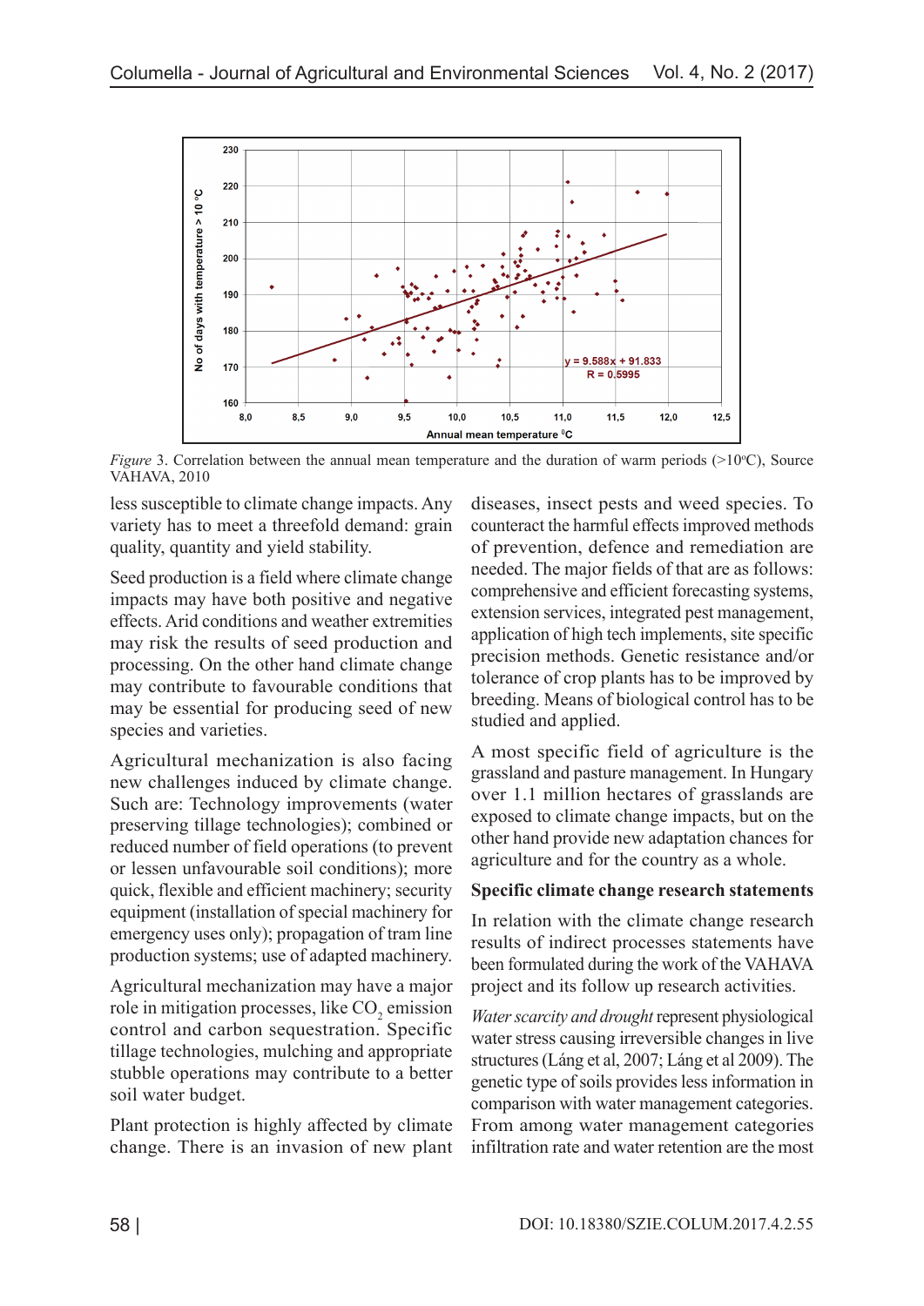Figure 3. Correlation between the annual mean temperature and the duration of warm periods (>10°C), Source VAHAVA, 2010

less susceptible to climate change impacts. Any variety has to meet a threefold demand: grain quality, quantity and yield stability.

Seed production is a field where climate change impacts may have both positive and negative effects. Arid conditions and weather extremities may risk the results of seed production and processing. On the other hand climate change may contribute to favourable conditions that may be essential for producing seed of new species and varieties.

Agricultural mechanization is also facing new challenges induced by climate change. Such are: Technology improvements (water preserving tillage technologies); combined or reduced number of field operations (to prevent or lessen unfavourable soil conditions); more quick, flexible and efficient machinery; security equipment (installation of special machinery for emergency uses only); propagation of tram line production systems; use of adapted machinery.

Agricultural mechanization may have a major role in mitigation processes, like $CO_2$ emission control and carbon sequestration. Specific tillage technologies, mulching and appropriate stubble operations may contribute to a better soil water budget.

Plant protection is highly affected by climate change. There is an invasion of new plant diseases, insect pests and weed species. To counteract the harmful effects improved methods of prevention, defence and remediation are needed. The major fields of that are as follows: comprehensive and efficient forecasting systems, extension services, integrated pest management, application of high tech implements, site specific precision methods. Genetic resistance and/or tolerance of crop plants has to be improved by breeding. Means of biological control has to be studied and applied.

A most specific field of agriculture is the grassland and pasture management. In Hungary over 1.1 million hectares of grasslands are exposed to climate change impacts, but on the other hand provide new adaptation chances for agriculture and for the country as a whole.

**Specific climate change research statements**

In relation with the climate change research results of indirect processes statements have been formulated during the work of the VAHAVA project and its follow up research activities.

*Water scarcity and drought* represent physiological water stress causing irreversible changes in live structures (Láng et al, 2007; Láng et al 2009). The genetic type of soils provides less information in comparison with water management categories. From among water management categories infiltration rate and water retention are the most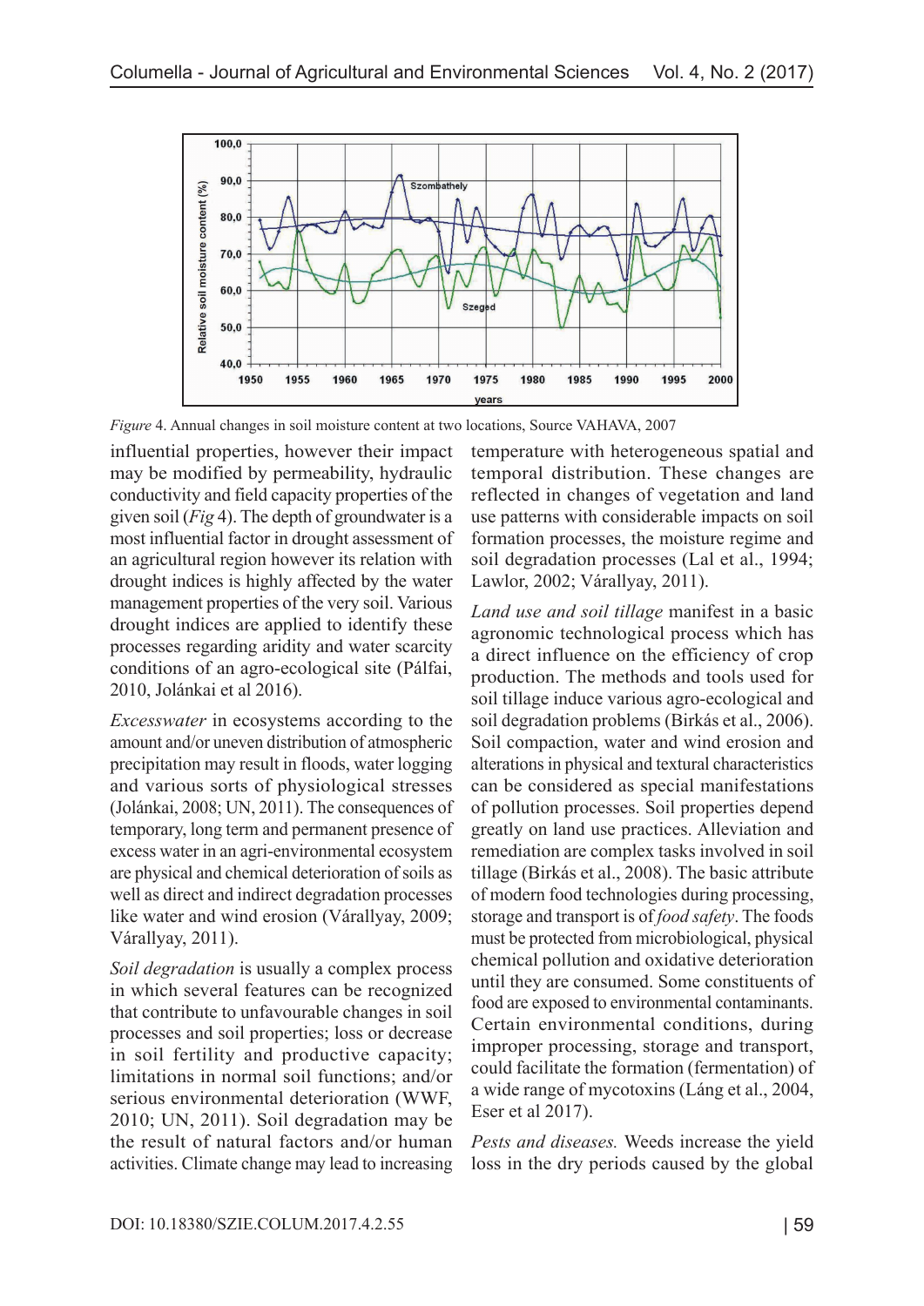*Figure* 4. Annual changes in soil moisture content at two locations, Source VAHAVA, 2007

influential properties, however their impact may be modified by permeability, hydraulic conductivity and field capacity properties of the given soil (*Fig* 4). The depth of groundwater is a most influential factor in drought assessment of an agricultural region however its relation with drought indices is highly affected by the water management properties of the very soil. Various drought indices are applied to identify these processes regarding aridity and water scarcity conditions of an agro-ecological site (Pálfai, 2010, Jolánkai et al 2016).

*Excesswater* in ecosystems according to the amount and/or uneven distribution of atmospheric precipitation may result in floods, water logging and various sorts of physiological stresses (Jolánkai, 2008; UN, 2011). The consequences of temporary, long term and permanent presence of excess water in an agri-environmental ecosystem are physical and chemical deterioration of soils as well as direct and indirect degradation processes like water and wind erosion (Várallyay, 2009; Várallyay, 2011).

*Soil degradation* is usually a complex process in which several features can be recognized that contribute to unfavourable changes in soil processes and soil properties; loss or decrease in soil fertility and productive capacity; limitations in normal soil functions; and/or serious environmental deterioration (WWF, 2010; UN, 2011). Soil degradation may be the result of natural factors and/or human activities. Climate change may lead to increasing temperature with heterogeneous spatial and temporal distribution. These changes are reflected in changes of vegetation and land use patterns with considerable impacts on soil formation processes, the moisture regime and soil degradation processes (Lal et al., 1994; Lawlor, 2002; Várallyay, 2011).

*Land use and soil tillage* manifest in a basic agronomic technological process which has a direct influence on the efficiency of crop production. The methods and tools used for soil tillage induce various agro-ecological and soil degradation problems (Birkás et al., 2006). Soil compaction, water and wind erosion and alterations in physical and textural characteristics can be considered as special manifestations of pollution processes. Soil properties depend greatly on land use practices. Alleviation and remediation are complex tasks involved in soil tillage (Birkás et al., 2008). The basic attribute of modern food technologies during processing, storage and transport is of *food safety*. The foods must be protected from microbiological, physical chemical pollution and oxidative deterioration until they are consumed. Some constituents of food are exposed to environmental contaminants. Certain environmental conditions, during improper processing, storage and transport, could facilitate the formation (fermentation) of a wide range of mycotoxins (Láng et al., 2004, Eser et al 2017).

*Pests and diseases.* Weeds increase the yield loss in the dry periods caused by the global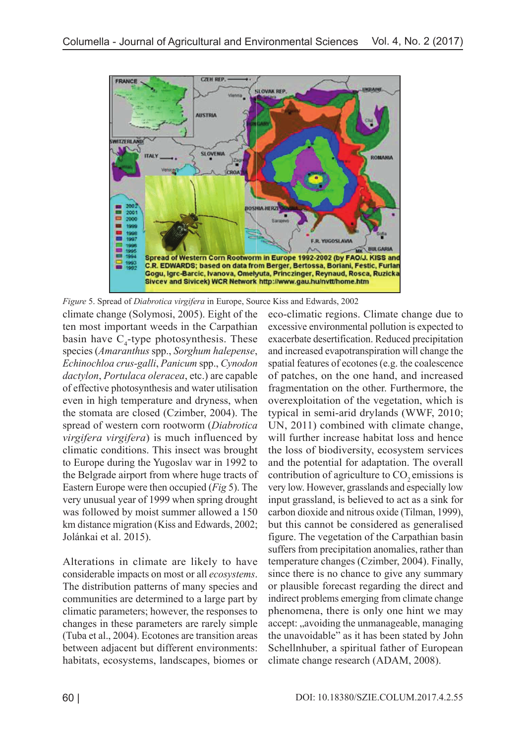*Figure* 5. Spread of *Diabrotica virgifera* in Europe, Source Kiss and Edwards, 2002

climate change (Solymosi, 2005). Eight of the ten most important weeds in the Carpathian basin have $C_4$-type photosynthesis. These species (*Amaranthus* spp., *Sorghum halepense*, *Echinochloa crus-galli*, *Panicum* spp., *Cynodon dactylon*, *Portulaca oleracea*, etc.) are capable of effective photosynthesis and water utilisation even in high temperature and dryness, when the stomata are closed (Czimber, 2004). The spread of western corn rootworm (*Diabrotica virgifera virgifera*) is much influenced by climatic conditions. This insect was brought to Europe during the Yugoslav war in 1992 to the Belgrade airport from where huge tracts of Eastern Europe were then occupied (*Fig* 5). The very unusual year of 1999 when spring drought was followed by moist summer allowed a 150 km distance migration (Kiss and Edwards, 2002; Jolánkai et al. 2015).

Alterations in climate are likely to have considerable impacts on most or all *ecosystems*. The distribution patterns of many species and communities are determined to a large part by climatic parameters; however, the responses to changes in these parameters are rarely simple (Tuba et al., 2004). Ecotones are transition areas between adjacent but different environments: habitats, ecosystems, landscapes, biomes or eco-climatic regions. Climate change due to excessive environmental pollution is expected to exacerbate desertification. Reduced precipitation and increased evapotranspiration will change the spatial features of ecotones (e.g. the coalescence of patches, on the one hand, and increased fragmentation on the other. Furthermore, the overexploitation of the vegetation, which is typical in semi-arid drylands (WWF, 2010; UN, 2011) combined with climate change, will further increase habitat loss and hence the loss of biodiversity, ecosystem services and the potential for adaptation. The overall contribution of agriculture to $CO_2$ emissions is very low. However, grasslands and especially low input grassland, is believed to act as a sink for carbon dioxide and nitrous oxide (Tilman, 1999), but this cannot be considered as generalised figure. The vegetation of the Carpathian basin suffers from precipitation anomalies, rather than temperature changes (Czimber, 2004). Finally, since there is no chance to give any summary or plausible forecast regarding the direct and indirect problems emerging from climate change phenomena, there is only one hint we may accept: „avoiding the unmanageable, managing the unavoidable" as it has been stated by John Schellnhuber, a spiritual father of European climate change research (ADAM, 2008).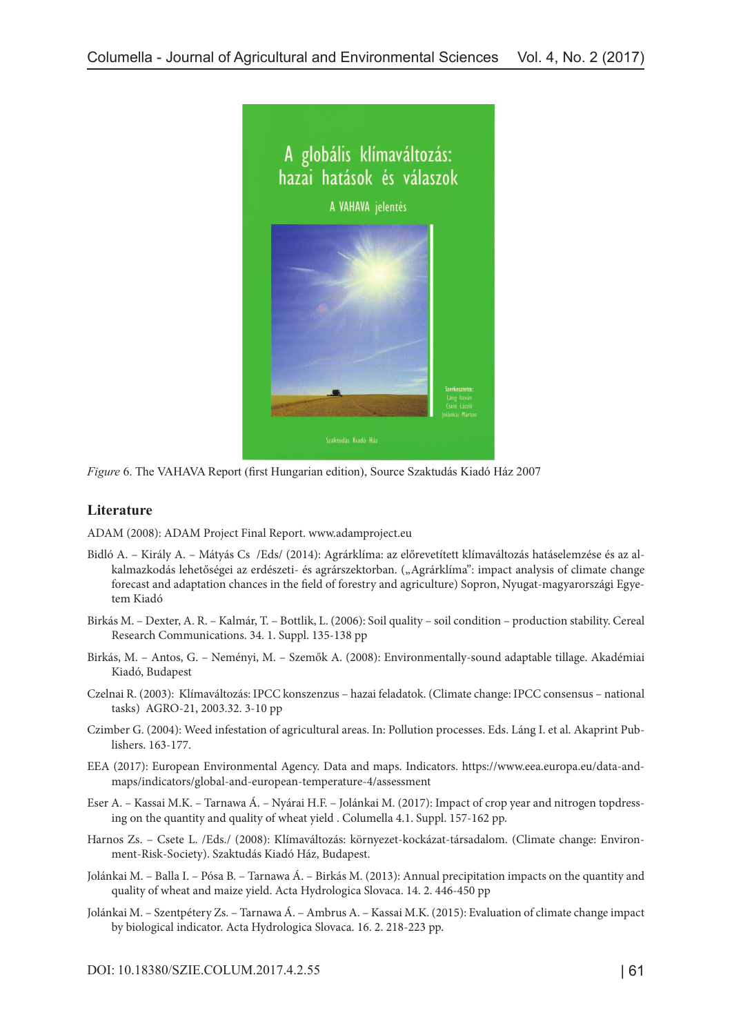*Figure* 6. The VAHAVA Report (first Hungarian edition), Source Szaktudás Kiadó Ház 2007

## Literature

ADAM (2008): ADAM Project Final Report. www.adamproject.eu

Bidló A. – Király A. – Mátyás Cs /Eds/ (2014): Agrárklíma: az előrevetített klímaváltozás hatáselemzése és az alkalmazkodás lehetőségei az erdészeti- és agrárszektorban. („Agrárklíma": impact analysis of climate change forecast and adaptation chances in the field of forestry and agriculture) Sopron, Nyugat-magyarországi Egyetem Kiadó

Birkás M. – Dexter, A. R. – Kalmár, T. – Bottlik, L. (2006): Soil quality – soil condition – production stability. Cereal Research Communications. 34. 1. Suppl. 135-138 pp

Birkás, M. – Antos, G. – Neményi, M. – Szemők A. (2008): Environmentally-sound adaptable tillage. Akadémiai Kiadó, Budapest

Czelnai R. (2003): Klímaváltozás: IPCC konszenzus – hazai feladatok. (Climate change: IPCC consensus – national tasks) AGRO-21, 2003.32. 3-10 pp

Czimber G. (2004): Weed infestation of agricultural areas. In: Pollution processes. Eds. Láng I. et al. Akaprint Publishers. 163-177.

EEA (2017): European Environmental Agency. Data and maps. Indicators. https://www.eea.europa.eu/data-and-maps/indicators/global-and-european-temperature-4/assessment

Eser A. – Kassai M.K. – Tarnawa Á. – Nyárai H.F. – Jolánkai M. (2017): Impact of crop year and nitrogen topdressing on the quantity and quality of wheat yield . Columella 4.1. Suppl. 157-162 pp.

Harnos Zs. – Csete L. /Eds./ (2008): Klímaváltozás: környezet-kockázat-társadalom. (Climate change: Environment-Risk-Society). Szaktudás Kiadó Ház, Budapest.

Jolánkai M. – Balla I. – Pósa B. – Tarnawa Á. – Birkás M. (2013): Annual precipitation impacts on the quantity and quality of wheat and maize yield. Acta Hydrologica Slovaca. 14. 2. 446-450 pp

Jolánkai M. – Szentpétery Zs. – Tarnawa Á. – Ambrus A. – Kassai M.K. (2015): Evaluation of climate change impact by biological indicator. Acta Hydrologica Slovaca. 16. 2. 218-223 pp.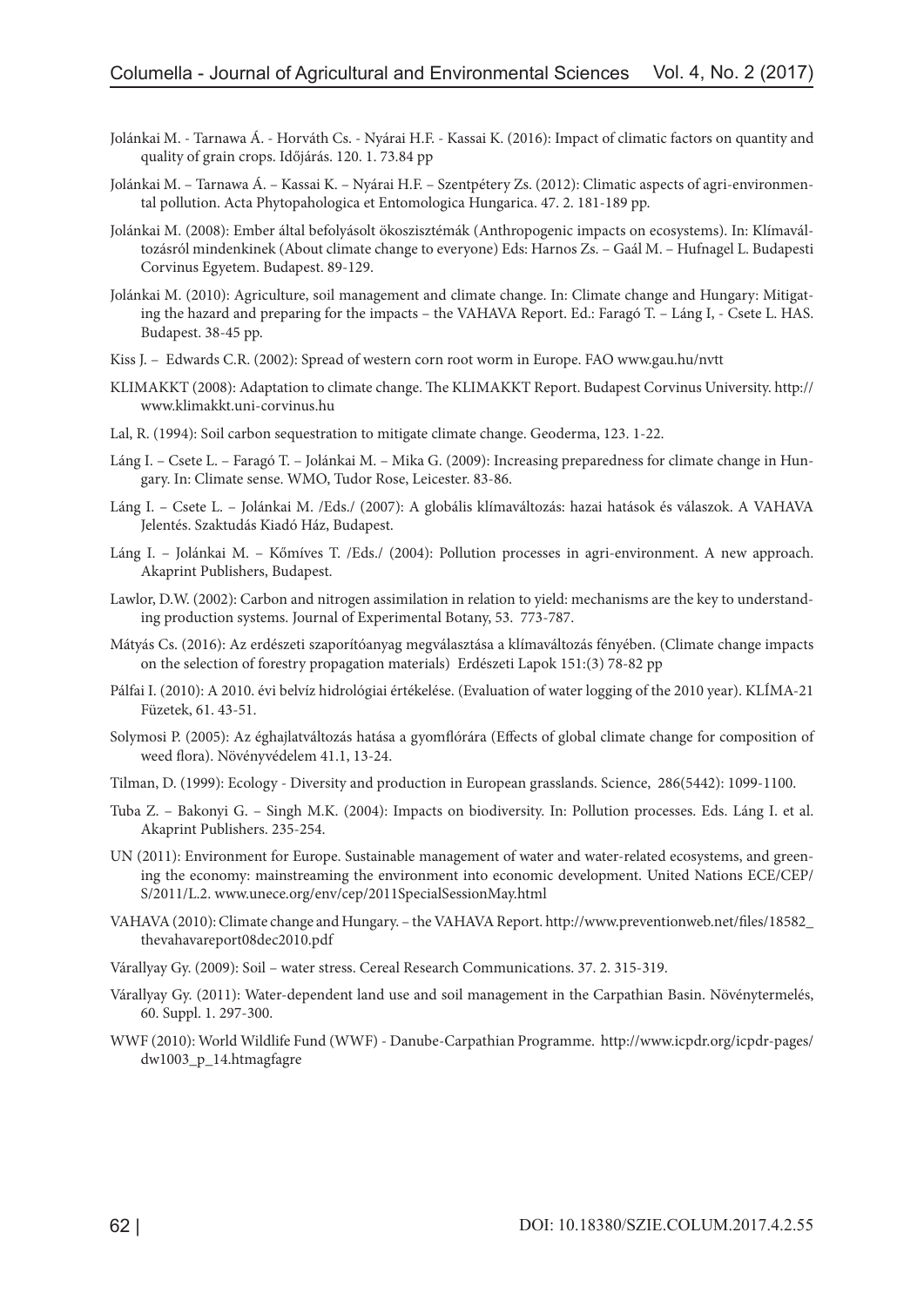Jolánkai M. - Tarnawa Á. - Horváth Cs. - Nyárai H.F. - Kassai K. (2016): Impact of climatic factors on quantity and quality of grain crops. Időjárás. 120. 1. 73.84 pp

Jolánkai M. – Tarnawa Á. – Kassai K. – Nyárai H.F. – Szentpétery Zs. (2012): Climatic aspects of agri-environmental pollution. Acta Phytopahologica et Entomologica Hungarica. 47. 2. 181-189 pp.

Jolánkai M. (2008): Ember által befolyásolt ökoszisztémák (Anthropogenic impacts on ecosystems). In: Klímaváltozásról mindenkinek (About climate change to everyone) Eds: Harnos Zs. – Gaál M. – Hufnagel L. Budapesti Corvinus Egyetem. Budapest. 89-129.

Jolánkai M. (2010): Agriculture, soil management and climate change. In: Climate change and Hungary: Mitigating the hazard and preparing for the impacts – the VAHAVA Report. Ed.: Faragó T. – Láng I, - Csete L. HAS. Budapest. 38-45 pp.

Kiss J. – Edwards C.R. (2002): Spread of western corn root worm in Europe. FAO www.gau.hu/nvtt

KLIMAKKT (2008): Adaptation to climate change. The KLIMAKKT Report. Budapest Corvinus University. http://www.klimakkt.uni-corvinus.hu

Lal, R. (1994): Soil carbon sequestration to mitigate climate change. Geoderma, 123. 1-22.

Láng I. – Csete L. – Faragó T. – Jolánkai M. – Mika G. (2009): Increasing preparedness for climate change in Hungary. In: Climate sense. WMO, Tudor Rose, Leicester. 83-86.

Láng I. – Csete L. – Jolánkai M. /Eds./ (2007): A globális klímaváltozás: hazai hatások és válaszok. A VAHAVA Jelentés. Szaktudás Kiadó Ház, Budapest.

Láng I. – Jolánkai M. – Kőmíves T. /Eds./ (2004): Pollution processes in agri-environment. A new approach. Akaprint Publishers, Budapest.

Lawlor, D.W. (2002): Carbon and nitrogen assimilation in relation to yield: mechanisms are the key to understanding production systems. Journal of Experimental Botany, 53. 773-787.

Mátyás Cs. (2016): Az erdészeti szaporítóanyag megválasztása a klímaváltozás fényében. (Climate change impacts on the selection of forestry propagation materials) Erdészeti Lapok 151:(3) 78-82 pp

Pálfai I. (2010): A 2010. évi belvíz hidrológiai értékelése. (Evaluation of water logging of the 2010 year). KLÍMA-21 Füzetek, 61. 43-51.

Solymosi P. (2005): Az éghajlatváltozás hatása a gyomflórára (Effects of global climate change for composition of weed flora). Növényvédelem 41.1, 13-24.

Tilman, D. (1999): Ecology - Diversity and production in European grasslands. Science, 286(5442): 1099-1100.

Tuba Z. – Bakonyi G. – Singh M.K. (2004): Impacts on biodiversity. In: Pollution processes. Eds. Láng I. et al. Akaprint Publishers. 235-254.

UN (2011): Environment for Europe. Sustainable management of water and water-related ecosystems, and greening the economy: mainstreaming the environment into economic development. United Nations ECE/CEP/S/2011/L.2. www.unece.org/env/cep/2011SpecialSessionMay.html

VAHAVA (2010): Climate change and Hungary. – the VAHAVA Report. http://www.preventionweb.net/files/18582_thevahavareport08dec2010.pdf

Várallyay Gy. (2009): Soil – water stress. Cereal Research Communications. 37. 2. 315-319.

Várallyay Gy. (2011): Water-dependent land use and soil management in the Carpathian Basin. Növénytermelés, 60. Suppl. 1. 297-300.

WWF (2010): World Wildlife Fund (WWF) - Danube-Carpathian Programme. http://www.icpdr.org/icpdr-pages/dw1003_p_14.htmagfagre